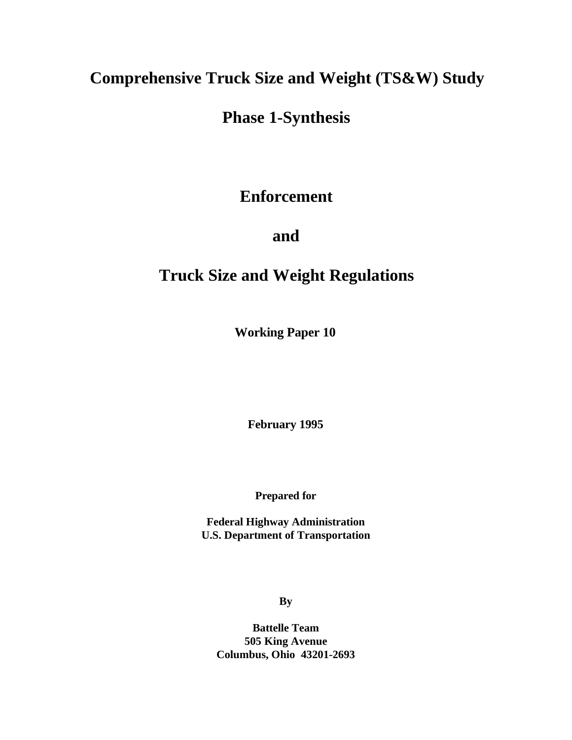# Comprehensive Truck Size and Weight (TS&W) Study

## Phase 1-Synthesis

## Enforcement

## and

## Truck Size and Weight Regulations

**Working Paper 10**

**February 1995**

**Prepared for**

**Federal Highway Administration**
**U.S. Department of Transportation**

**By**

**Battelle Team**
**505 King Avenue**
**Columbus, Ohio 43201-2693**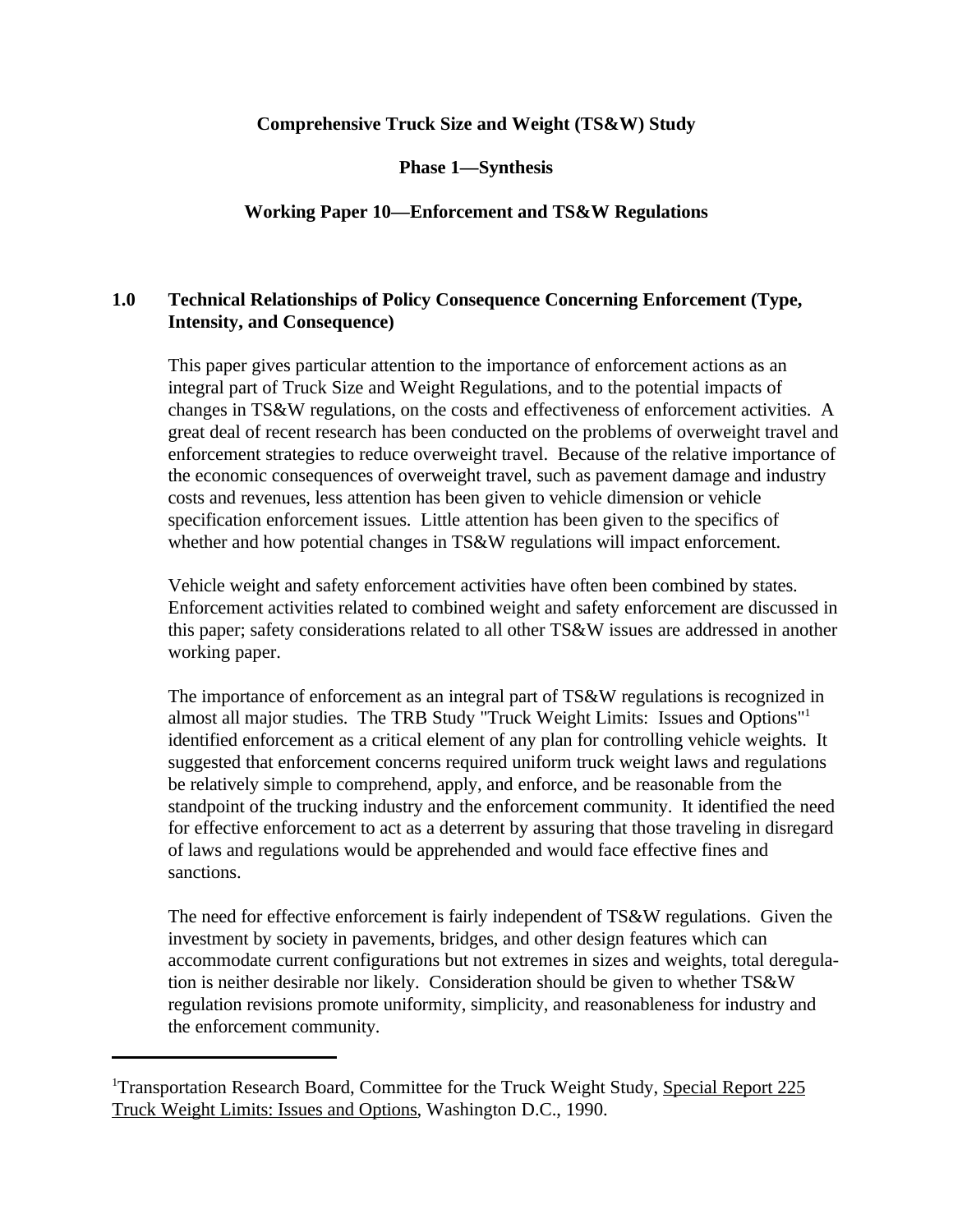**Comprehensive Truck Size and Weight (TS&W) Study**

**Phase 1—Synthesis**

**Working Paper 10—Enforcement and TS&W Regulations**

## 1.0 Technical Relationships of Policy Consequence Concerning Enforcement (Type, Intensity, and Consequence)

This paper gives particular attention to the importance of enforcement actions as an integral part of Truck Size and Weight Regulations, and to the potential impacts of changes in TS&W regulations, on the costs and effectiveness of enforcement activities. A great deal of recent research has been conducted on the problems of overweight travel and enforcement strategies to reduce overweight travel. Because of the relative importance of the economic consequences of overweight travel, such as pavement damage and industry costs and revenues, less attention has been given to vehicle dimension or vehicle specification enforcement issues. Little attention has been given to the specifics of whether and how potential changes in TS&W regulations will impact enforcement.

Vehicle weight and safety enforcement activities have often been combined by states. Enforcement activities related to combined weight and safety enforcement are discussed in this paper; safety considerations related to all other TS&W issues are addressed in another working paper.

The importance of enforcement as an integral part of TS&W regulations is recognized in almost all major studies. The TRB Study "Truck Weight Limits: Issues and Options"[1] identified enforcement as a critical element of any plan for controlling vehicle weights. It suggested that enforcement concerns required uniform truck weight laws and regulations be relatively simple to comprehend, apply, and enforce, and be reasonable from the standpoint of the trucking industry and the enforcement community. It identified the need for effective enforcement to act as a deterrent by assuring that those traveling in disregard of laws and regulations would be apprehended and would face effective fines and sanctions.

The need for effective enforcement is fairly independent of TS&W regulations. Given the investment by society in pavements, bridges, and other design features which can accommodate current configurations but not extremes in sizes and weights, total deregulation is neither desirable nor likely. Consideration should be given to whether TS&W regulation revisions promote uniformity, simplicity, and reasonableness for industry and the enforcement community.

---

[1]Transportation Research Board, Committee for the Truck Weight Study, Special Report 225 Truck Weight Limits: Issues and Options, Washington D.C., 1990.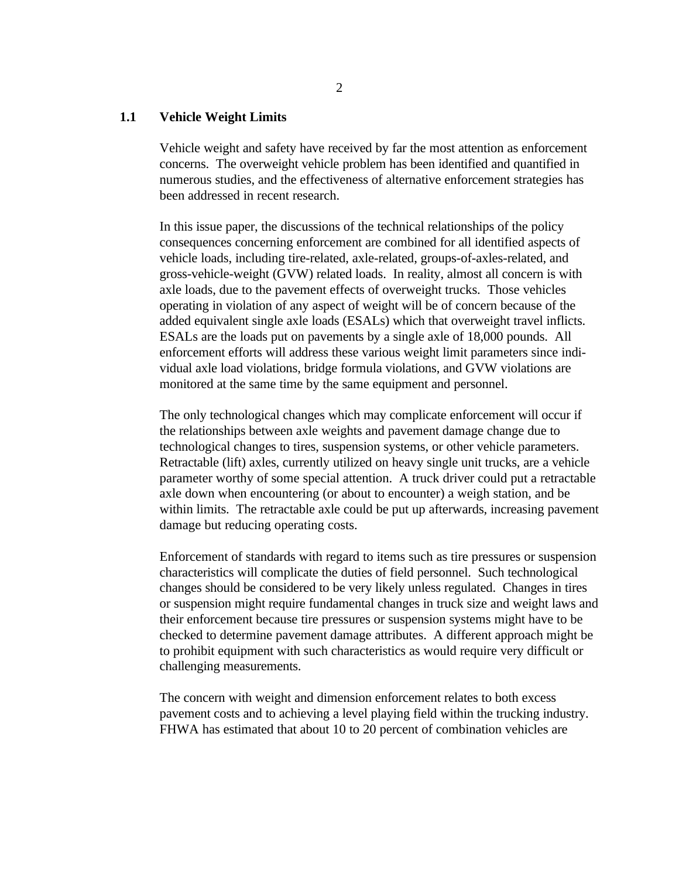## 1.1 Vehicle Weight Limits

Vehicle weight and safety have received by far the most attention as enforcement concerns. The overweight vehicle problem has been identified and quantified in numerous studies, and the effectiveness of alternative enforcement strategies has been addressed in recent research.

In this issue paper, the discussions of the technical relationships of the policy consequences concerning enforcement are combined for all identified aspects of vehicle loads, including tire-related, axle-related, groups-of-axles-related, and gross-vehicle-weight (GVW) related loads. In reality, almost all concern is with axle loads, due to the pavement effects of overweight trucks. Those vehicles operating in violation of any aspect of weight will be of concern because of the added equivalent single axle loads (ESALs) which that overweight travel inflicts. ESALs are the loads put on pavements by a single axle of 18,000 pounds. All enforcement efforts will address these various weight limit parameters since individual axle load violations, bridge formula violations, and GVW violations are monitored at the same time by the same equipment and personnel.

The only technological changes which may complicate enforcement will occur if the relationships between axle weights and pavement damage change due to technological changes to tires, suspension systems, or other vehicle parameters. Retractable (lift) axles, currently utilized on heavy single unit trucks, are a vehicle parameter worthy of some special attention. A truck driver could put a retractable axle down when encountering (or about to encounter) a weigh station, and be within limits. The retractable axle could be put up afterwards, increasing pavement damage but reducing operating costs.

Enforcement of standards with regard to items such as tire pressures or suspension characteristics will complicate the duties of field personnel. Such technological changes should be considered to be very likely unless regulated. Changes in tires or suspension might require fundamental changes in truck size and weight laws and their enforcement because tire pressures or suspension systems might have to be checked to determine pavement damage attributes. A different approach might be to prohibit equipment with such characteristics as would require very difficult or challenging measurements.

The concern with weight and dimension enforcement relates to both excess pavement costs and to achieving a level playing field within the trucking industry. FHWA has estimated that about 10 to 20 percent of combination vehicles are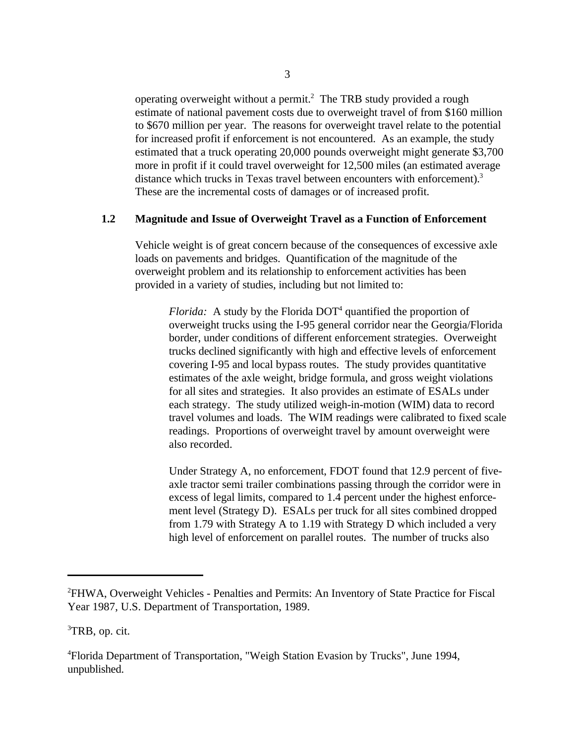operating overweight without a permit.[2] The TRB study provided a rough estimate of national pavement costs due to overweight travel of from $160 million to $670 million per year. The reasons for overweight travel relate to the potential for increased profit if enforcement is not encountered. As an example, the study estimated that a truck operating 20,000 pounds overweight might generate $3,700 more in profit if it could travel overweight for 12,500 miles (an estimated average distance which trucks in Texas travel between encounters with enforcement).[3] These are the incremental costs of damages or of increased profit.

## 1.2 Magnitude and Issue of Overweight Travel as a Function of Enforcement

Vehicle weight is of great concern because of the consequences of excessive axle loads on pavements and bridges. Quantification of the magnitude of the overweight problem and its relationship to enforcement activities has been provided in a variety of studies, including but not limited to:

*Florida:* A study by the Florida DOT[4] quantified the proportion of overweight trucks using the I-95 general corridor near the Georgia/Florida border, under conditions of different enforcement strategies. Overweight trucks declined significantly with high and effective levels of enforcement covering I-95 and local bypass routes. The study provides quantitative estimates of the axle weight, bridge formula, and gross weight violations for all sites and strategies. It also provides an estimate of ESALs under each strategy. The study utilized weigh-in-motion (WIM) data to record travel volumes and loads. The WIM readings were calibrated to fixed scale readings. Proportions of overweight travel by amount overweight were also recorded.

Under Strategy A, no enforcement, FDOT found that 12.9 percent of five-axle tractor semi trailer combinations passing through the corridor were in excess of legal limits, compared to 1.4 percent under the highest enforcement level (Strategy D). ESALs per truck for all sites combined dropped from 1.79 with Strategy A to 1.19 with Strategy D which included a very high level of enforcement on parallel routes. The number of trucks also

---

[2] FHWA, Overweight Vehicles - Penalties and Permits: An Inventory of State Practice for Fiscal Year 1987, U.S. Department of Transportation, 1989.

[3] TRB, op. cit.

[4] Florida Department of Transportation, "Weigh Station Evasion by Trucks", June 1994, unpublished.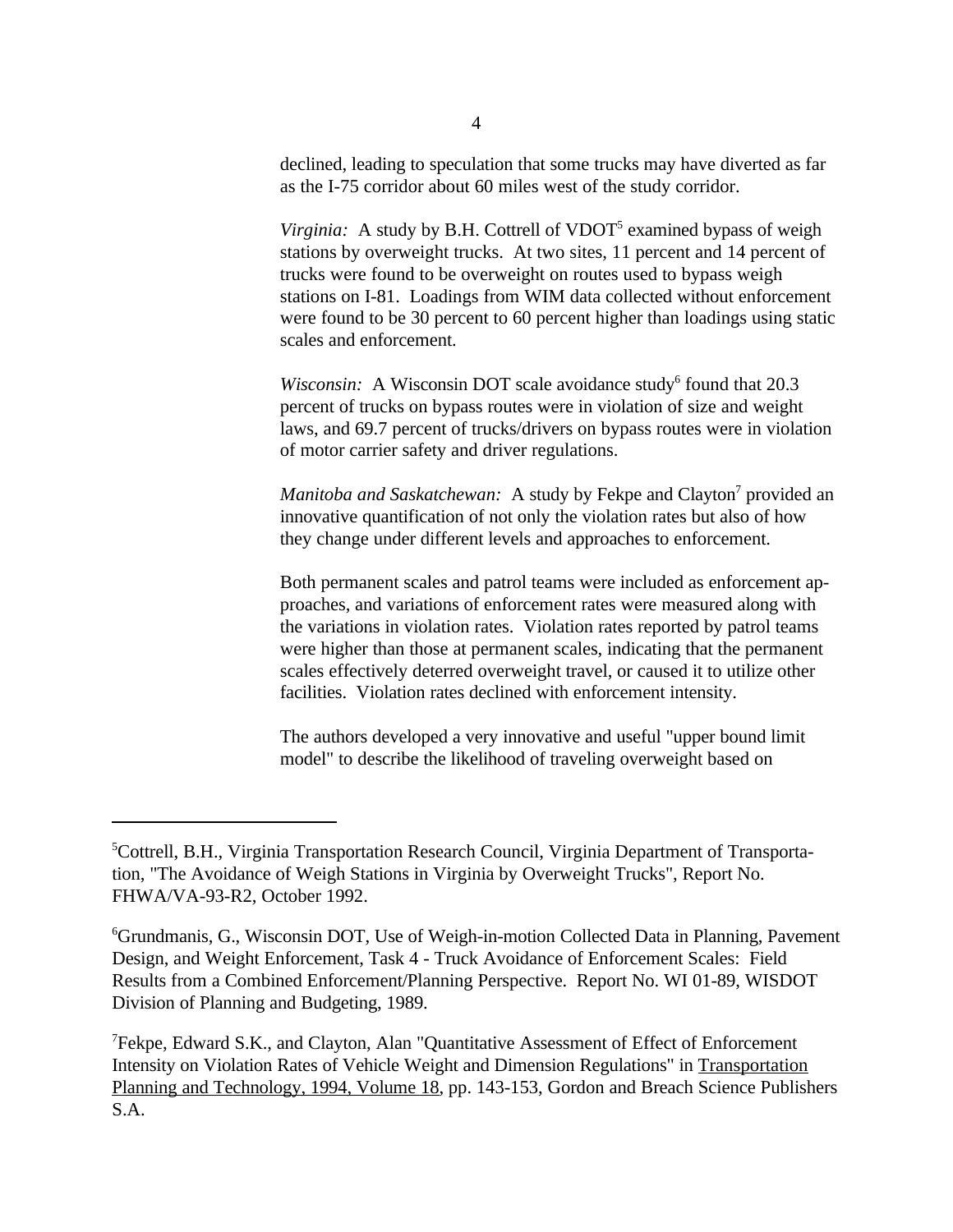declined, leading to speculation that some trucks may have diverted as far as the I-75 corridor about 60 miles west of the study corridor.

*Virginia:* A study by B.H. Cottrell of VDOT[5] examined bypass of weigh stations by overweight trucks. At two sites, 11 percent and 14 percent of trucks were found to be overweight on routes used to bypass weigh stations on I-81. Loadings from WIM data collected without enforcement were found to be 30 percent to 60 percent higher than loadings using static scales and enforcement.

*Wisconsin:* A Wisconsin DOT scale avoidance study[6] found that 20.3 percent of trucks on bypass routes were in violation of size and weight laws, and 69.7 percent of trucks/drivers on bypass routes were in violation of motor carrier safety and driver regulations.

*Manitoba and Saskatchewan:* A study by Fekpe and Clayton[7] provided an innovative quantification of not only the violation rates but also of how they change under different levels and approaches to enforcement.

Both permanent scales and patrol teams were included as enforcement approaches, and variations of enforcement rates were measured along with the variations in violation rates. Violation rates reported by patrol teams were higher than those at permanent scales, indicating that the permanent scales effectively deterred overweight travel, or caused it to utilize other facilities. Violation rates declined with enforcement intensity.

The authors developed a very innovative and useful "upper bound limit model" to describe the likelihood of traveling overweight based on

---

[5] Cottrell, B.H., Virginia Transportation Research Council, Virginia Department of Transportation, "The Avoidance of Weigh Stations in Virginia by Overweight Trucks", Report No. FHWA/VA-93-R2, October 1992.

[6] Grundmanis, G., Wisconsin DOT, Use of Weigh-in-motion Collected Data in Planning, Pavement Design, and Weight Enforcement, Task 4 - Truck Avoidance of Enforcement Scales: Field Results from a Combined Enforcement/Planning Perspective. Report No. WI 01-89, WISDOT Division of Planning and Budgeting, 1989.

[7] Fekpe, Edward S.K., and Clayton, Alan "Quantitative Assessment of Effect of Enforcement Intensity on Violation Rates of Vehicle Weight and Dimension Regulations" in Transportation Planning and Technology, 1994, Volume 18, pp. 143-153, Gordon and Breach Science Publishers S.A.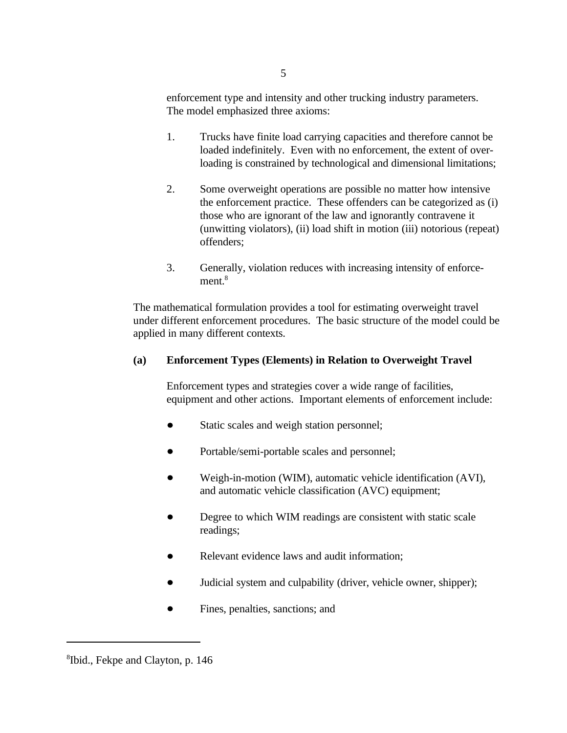enforcement type and intensity and other trucking industry parameters. The model emphasized three axioms:

1. Trucks have finite load carrying capacities and therefore cannot be loaded indefinitely. Even with no enforcement, the extent of overloading is constrained by technological and dimensional limitations;

2. Some overweight operations are possible no matter how intensive the enforcement practice. These offenders can be categorized as (i) those who are ignorant of the law and ignorantly contravene it (unwitting violators), (ii) load shift in motion (iii) notorious (repeat) offenders;

3. Generally, violation reduces with increasing intensity of enforcement.[8]

The mathematical formulation provides a tool for estimating overweight travel under different enforcement procedures. The basic structure of the model could be applied in many different contexts.

**(a) Enforcement Types (Elements) in Relation to Overweight Travel**

Enforcement types and strategies cover a wide range of facilities, equipment and other actions. Important elements of enforcement include:

- Static scales and weigh station personnel;
- Portable/semi-portable scales and personnel;
- Weigh-in-motion (WIM), automatic vehicle identification (AVI), and automatic vehicle classification (AVC) equipment;
- Degree to which WIM readings are consistent with static scale readings;
- Relevant evidence laws and audit information;
- Judicial system and culpability (driver, vehicle owner, shipper);
- Fines, penalties, sanctions; and

---

[8]Ibid., Fekpe and Clayton, p. 146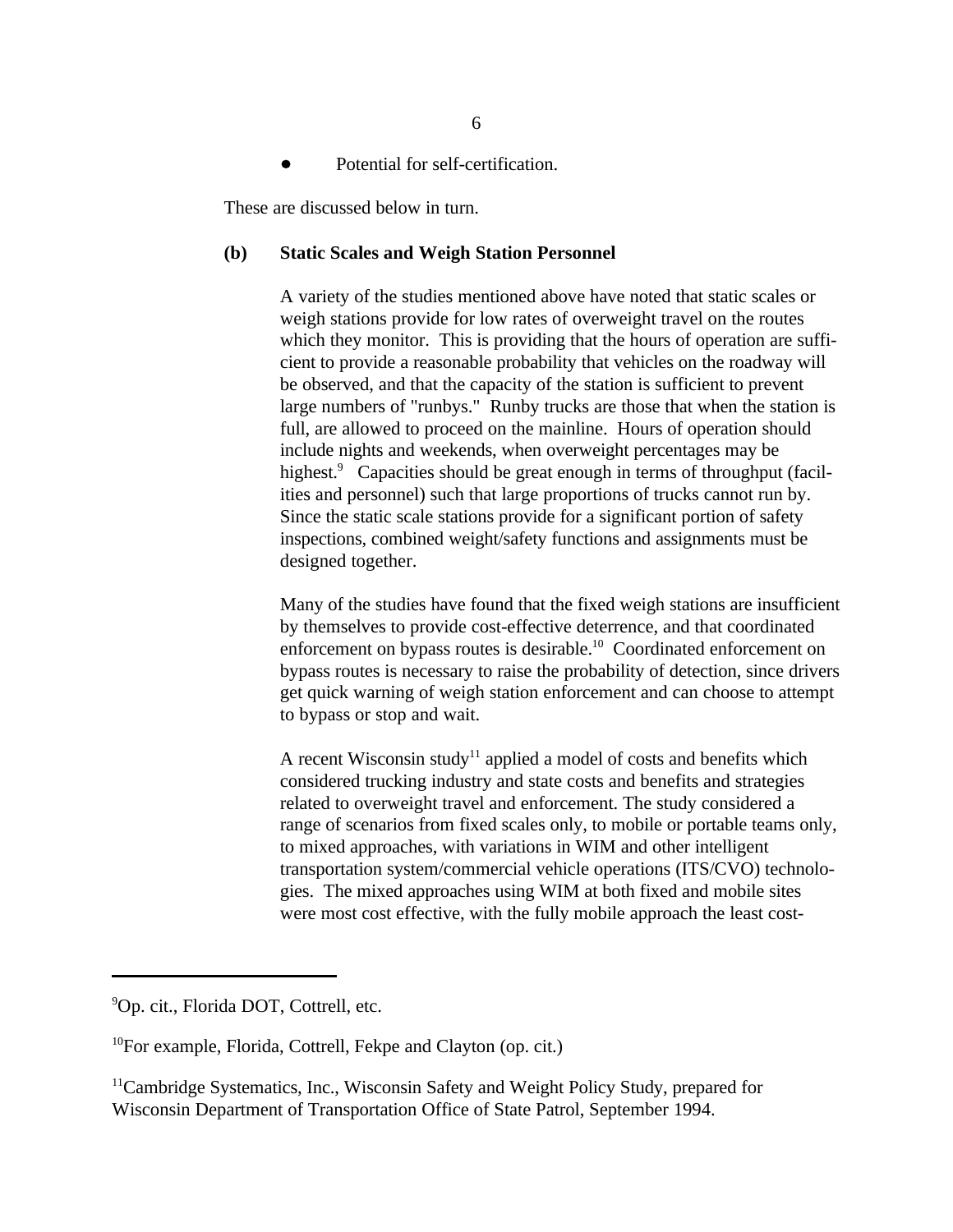- Potential for self-certification.

These are discussed below in turn.

**(b) Static Scales and Weigh Station Personnel**

A variety of the studies mentioned above have noted that static scales or weigh stations provide for low rates of overweight travel on the routes which they monitor. This is providing that the hours of operation are sufficient to provide a reasonable probability that vehicles on the roadway will be observed, and that the capacity of the station is sufficient to prevent large numbers of "runbys." Runby trucks are those that when the station is full, are allowed to proceed on the mainline. Hours of operation should include nights and weekends, when overweight percentages may be highest.[9] Capacities should be great enough in terms of throughput (facilities and personnel) such that large proportions of trucks cannot run by. Since the static scale stations provide for a significant portion of safety inspections, combined weight/safety functions and assignments must be designed together.

Many of the studies have found that the fixed weigh stations are insufficient by themselves to provide cost-effective deterrence, and that coordinated enforcement on bypass routes is desirable.[10] Coordinated enforcement on bypass routes is necessary to raise the probability of detection, since drivers get quick warning of weigh station enforcement and can choose to attempt to bypass or stop and wait.

A recent Wisconsin study[11] applied a model of costs and benefits which considered trucking industry and state costs and benefits and strategies related to overweight travel and enforcement. The study considered a range of scenarios from fixed scales only, to mobile or portable teams only, to mixed approaches, with variations in WIM and other intelligent transportation system/commercial vehicle operations (ITS/CVO) technologies. The mixed approaches using WIM at both fixed and mobile sites were most cost effective, with the fully mobile approach the least cost-

---

[9] Op. cit., Florida DOT, Cottrell, etc.

[10] For example, Florida, Cottrell, Fekpe and Clayton (op. cit.)

[11] Cambridge Systematics, Inc., Wisconsin Safety and Weight Policy Study, prepared for Wisconsin Department of Transportation Office of State Patrol, September 1994.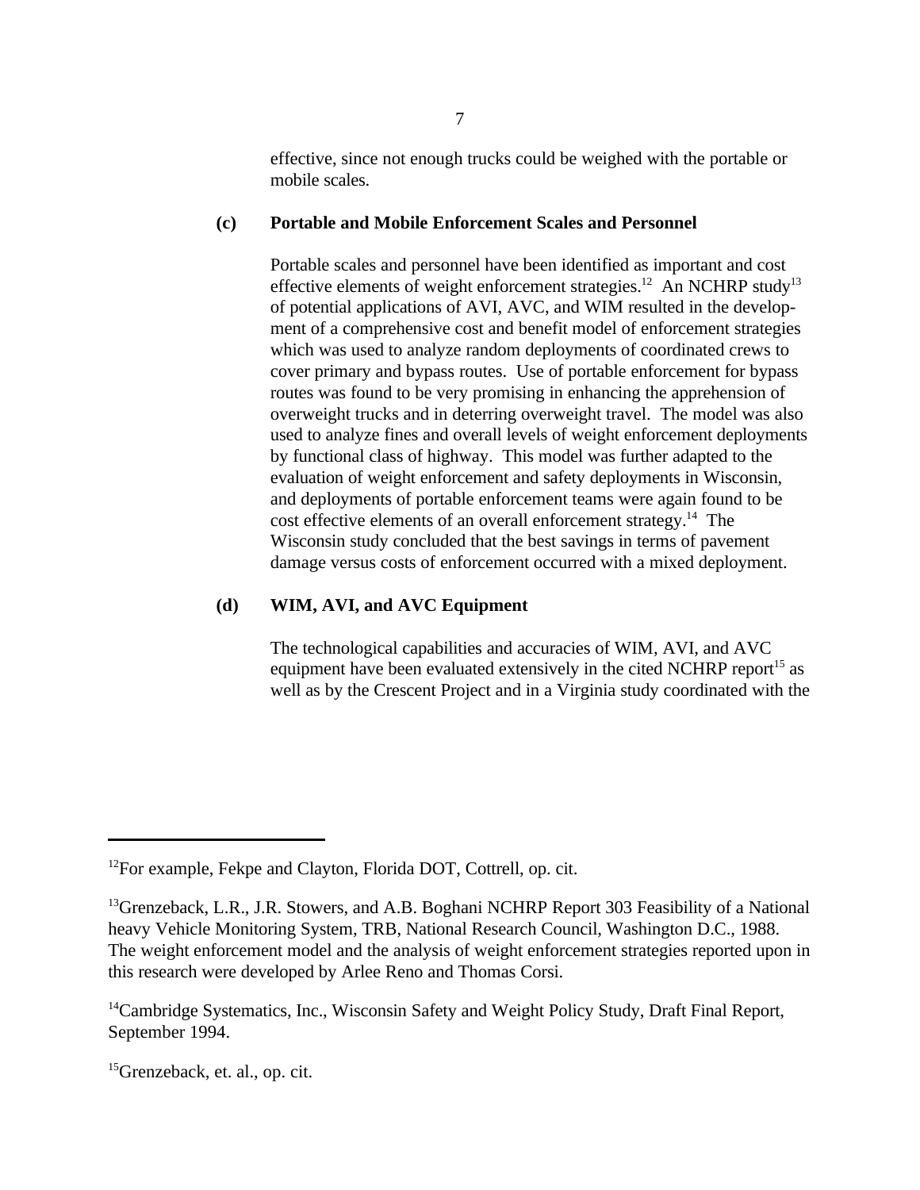effective, since not enough trucks could be weighed with the portable or mobile scales.

**(c) Portable and Mobile Enforcement Scales and Personnel**

Portable scales and personnel have been identified as important and cost effective elements of weight enforcement strategies.[12] An NCHRP study[13] of potential applications of AVI, AVC, and WIM resulted in the development of a comprehensive cost and benefit model of enforcement strategies which was used to analyze random deployments of coordinated crews to cover primary and bypass routes. Use of portable enforcement for bypass routes was found to be very promising in enhancing the apprehension of overweight trucks and in deterring overweight travel. The model was also used to analyze fines and overall levels of weight enforcement deployments by functional class of highway. This model was further adapted to the evaluation of weight enforcement and safety deployments in Wisconsin, and deployments of portable enforcement teams were again found to be cost effective elements of an overall enforcement strategy.[14] The Wisconsin study concluded that the best savings in terms of pavement damage versus costs of enforcement occurred with a mixed deployment.

**(d) WIM, AVI, and AVC Equipment**

The technological capabilities and accuracies of WIM, AVI, and AVC equipment have been evaluated extensively in the cited NCHRP report[15] as well as by the Crescent Project and in a Virginia study coordinated with the

---

[12]For example, Fekpe and Clayton, Florida DOT, Cottrell, op. cit.

[13]Grenzeback, L.R., J.R. Stowers, and A.B. Boghani NCHRP Report 303 Feasibility of a National heavy Vehicle Monitoring System, TRB, National Research Council, Washington D.C., 1988. The weight enforcement model and the analysis of weight enforcement strategies reported upon in this research were developed by Arlee Reno and Thomas Corsi.

[14]Cambridge Systematics, Inc., Wisconsin Safety and Weight Policy Study, Draft Final Report, September 1994.

[15]Grenzeback, et. al., op. cit.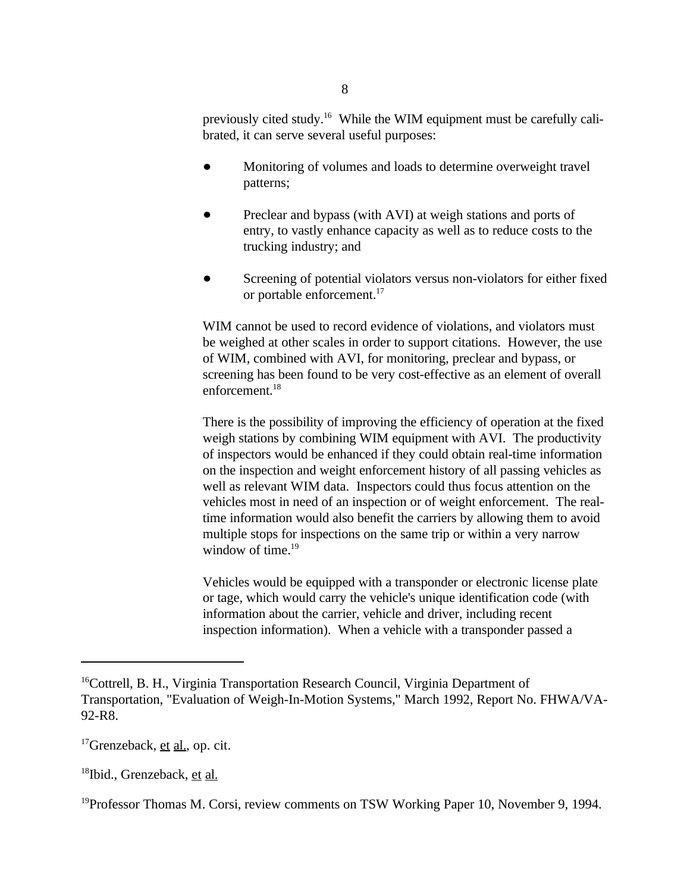previously cited study.[16] While the WIM equipment must be carefully calibrated, it can serve several useful purposes:

- Monitoring of volumes and loads to determine overweight travel patterns;
- Preclear and bypass (with AVI) at weigh stations and ports of entry, to vastly enhance capacity as well as to reduce costs to the trucking industry; and
- Screening of potential violators versus non-violators for either fixed or portable enforcement.[17]

WIM cannot be used to record evidence of violations, and violators must be weighed at other scales in order to support citations. However, the use of WIM, combined with AVI, for monitoring, preclear and bypass, or screening has been found to be very cost-effective as an element of overall enforcement.[18]

There is the possibility of improving the efficiency of operation at the fixed weigh stations by combining WIM equipment with AVI. The productivity of inspectors would be enhanced if they could obtain real-time information on the inspection and weight enforcement history of all passing vehicles as well as relevant WIM data. Inspectors could thus focus attention on the vehicles most in need of an inspection or of weight enforcement. The real-time information would also benefit the carriers by allowing them to avoid multiple stops for inspections on the same trip or within a very narrow window of time.[19]

Vehicles would be equipped with a transponder or electronic license plate or tage, which would carry the vehicle's unique identification code (with information about the carrier, vehicle and driver, including recent inspection information). When a vehicle with a transponder passed a

---

[16] Cottrell, B. H., Virginia Transportation Research Council, Virginia Department of Transportation, "Evaluation of Weigh-In-Motion Systems," March 1992, Report No. FHWA/VA-92-R8.

[17] Grenzeback, et al., op. cit.

[18] Ibid., Grenzeback, et al.

[19] Professor Thomas M. Corsi, review comments on TSW Working Paper 10, November 9, 1994.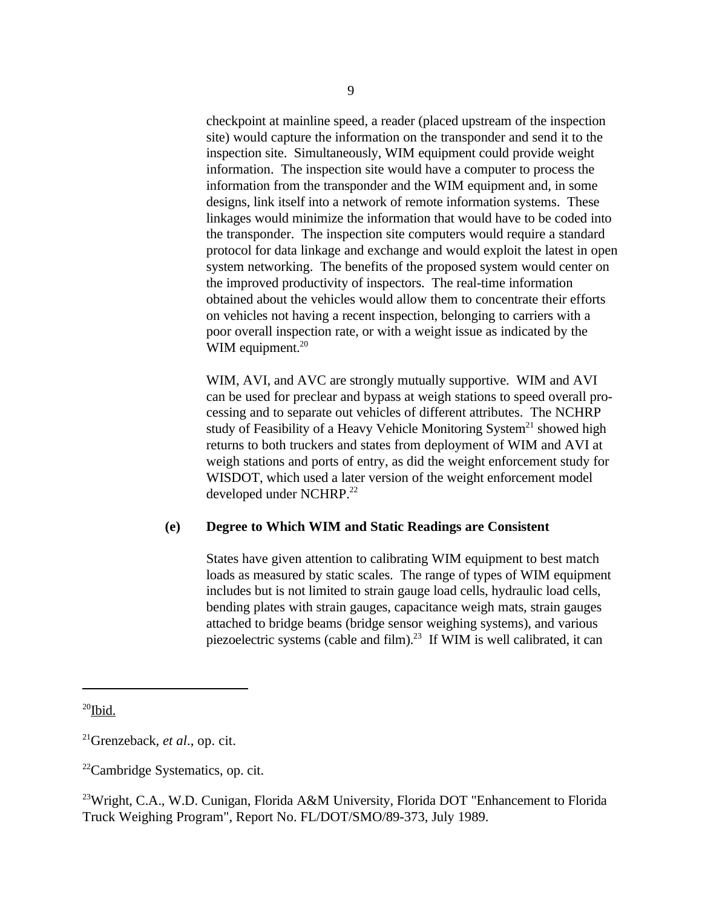checkpoint at mainline speed, a reader (placed upstream of the inspection site) would capture the information on the transponder and send it to the inspection site. Simultaneously, WIM equipment could provide weight information. The inspection site would have a computer to process the information from the transponder and the WIM equipment and, in some designs, link itself into a network of remote information systems. These linkages would minimize the information that would have to be coded into the transponder. The inspection site computers would require a standard protocol for data linkage and exchange and would exploit the latest in open system networking. The benefits of the proposed system would center on the improved productivity of inspectors. The real-time information obtained about the vehicles would allow them to concentrate their efforts on vehicles not having a recent inspection, belonging to carriers with a poor overall inspection rate, or with a weight issue as indicated by the WIM equipment.[20]

WIM, AVI, and AVC are strongly mutually supportive. WIM and AVI can be used for preclear and bypass at weigh stations to speed overall processing and to separate out vehicles of different attributes. The NCHRP study of Feasibility of a Heavy Vehicle Monitoring System[21] showed high returns to both truckers and states from deployment of WIM and AVI at weigh stations and ports of entry, as did the weight enforcement study for WISDOT, which used a later version of the weight enforcement model developed under NCHRP.[22]

**(e) Degree to Which WIM and Static Readings are Consistent**

States have given attention to calibrating WIM equipment to best match loads as measured by static scales. The range of types of WIM equipment includes but is not limited to strain gauge load cells, hydraulic load cells, bending plates with strain gauges, capacitance weigh mats, strain gauges attached to bridge beams (bridge sensor weighing systems), and various piezoelectric systems (cable and film).[23] If WIM is well calibrated, it can

---

[20]Ibid.

[21]Grenzeback, *et al*., op. cit.

[22]Cambridge Systematics, op. cit.

[23]Wright, C.A., W.D. Cunigan, Florida A&M University, Florida DOT "Enhancement to Florida Truck Weighing Program", Report No. FL/DOT/SMO/89-373, July 1989.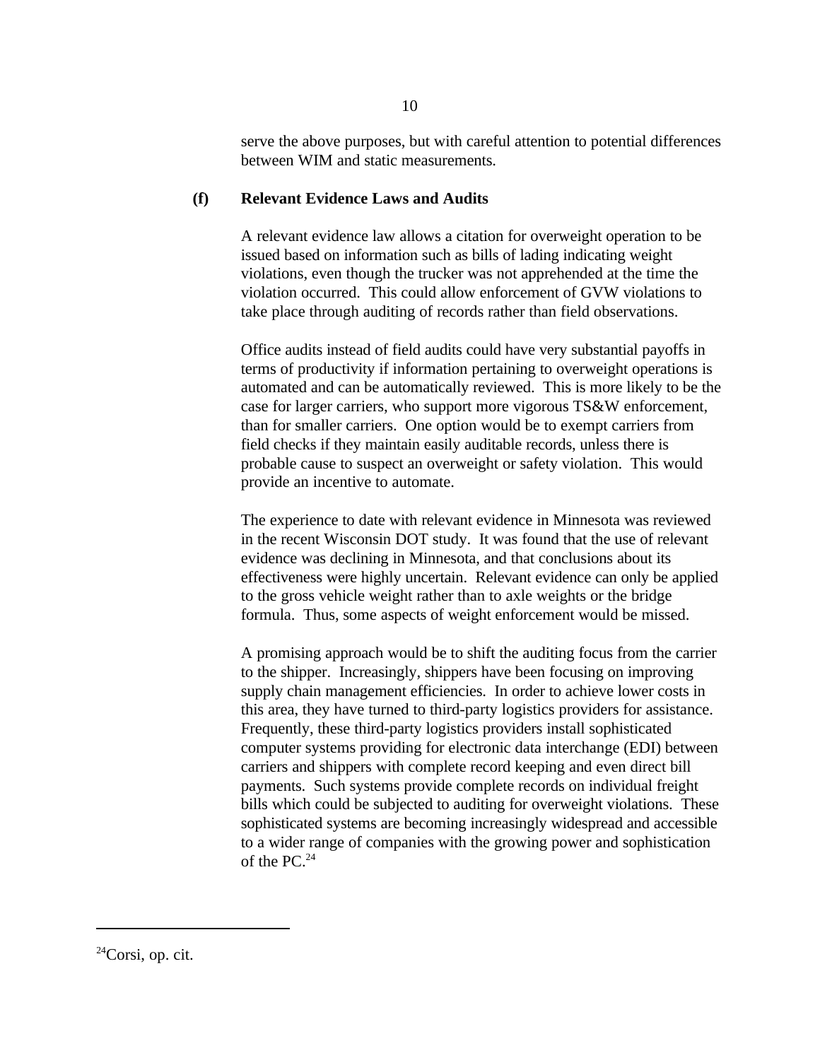serve the above purposes, but with careful attention to potential differences between WIM and static measurements.

### (f) Relevant Evidence Laws and Audits

A relevant evidence law allows a citation for overweight operation to be issued based on information such as bills of lading indicating weight violations, even though the trucker was not apprehended at the time the violation occurred. This could allow enforcement of GVW violations to take place through auditing of records rather than field observations.

Office audits instead of field audits could have very substantial payoffs in terms of productivity if information pertaining to overweight operations is automated and can be automatically reviewed. This is more likely to be the case for larger carriers, who support more vigorous TS&W enforcement, than for smaller carriers. One option would be to exempt carriers from field checks if they maintain easily auditable records, unless there is probable cause to suspect an overweight or safety violation. This would provide an incentive to automate.

The experience to date with relevant evidence in Minnesota was reviewed in the recent Wisconsin DOT study. It was found that the use of relevant evidence was declining in Minnesota, and that conclusions about its effectiveness were highly uncertain. Relevant evidence can only be applied to the gross vehicle weight rather than to axle weights or the bridge formula. Thus, some aspects of weight enforcement would be missed.

A promising approach would be to shift the auditing focus from the carrier to the shipper. Increasingly, shippers have been focusing on improving supply chain management efficiencies. In order to achieve lower costs in this area, they have turned to third-party logistics providers for assistance. Frequently, these third-party logistics providers install sophisticated computer systems providing for electronic data interchange (EDI) between carriers and shippers with complete record keeping and even direct bill payments. Such systems provide complete records on individual freight bills which could be subjected to auditing for overweight violations. These sophisticated systems are becoming increasingly widespread and accessible to a wider range of companies with the growing power and sophistication of the PC.[24]

---

[24]Corsi, op. cit.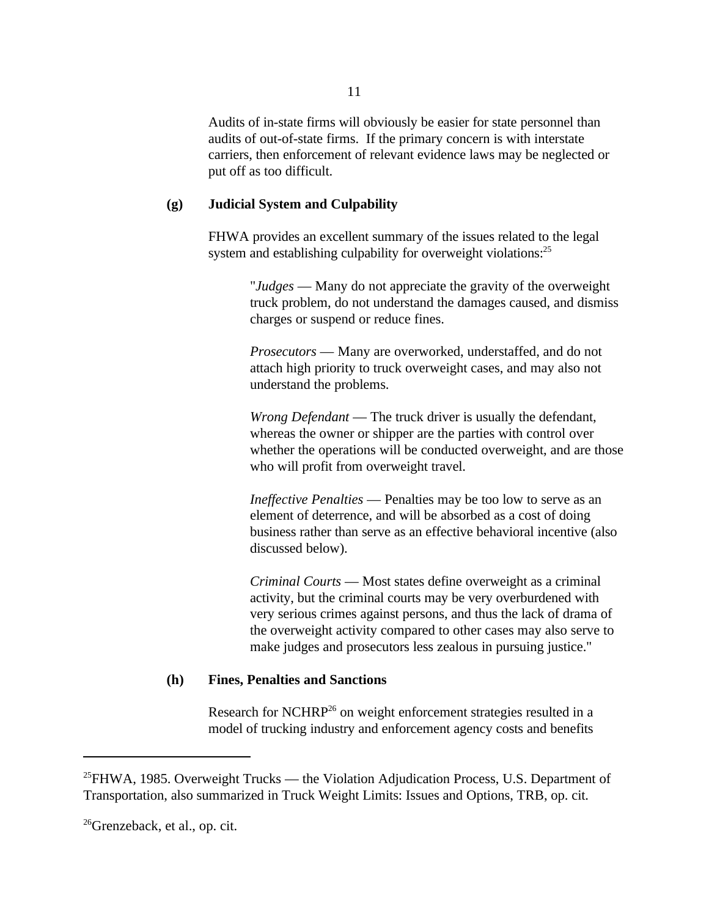Audits of in-state firms will obviously be easier for state personnel than audits of out-of-state firms. If the primary concern is with interstate carriers, then enforcement of relevant evidence laws may be neglected or put off as too difficult.

**(g) Judicial System and Culpability**

FHWA provides an excellent summary of the issues related to the legal system and establishing culpability for overweight violations:[25]

> "*Judges* — Many do not appreciate the gravity of the overweight truck problem, do not understand the damages caused, and dismiss charges or suspend or reduce fines.
>
> *Prosecutors* — Many are overworked, understaffed, and do not attach high priority to truck overweight cases, and may also not understand the problems.
>
> *Wrong Defendant* — The truck driver is usually the defendant, whereas the owner or shipper are the parties with control over whether the operations will be conducted overweight, and are those who will profit from overweight travel.
>
> *Ineffective Penalties* — Penalties may be too low to serve as an element of deterrence, and will be absorbed as a cost of doing business rather than serve as an effective behavioral incentive (also discussed below).
>
> *Criminal Courts* — Most states define overweight as a criminal activity, but the criminal courts may be very overburdened with very serious crimes against persons, and thus the lack of drama of the overweight activity compared to other cases may also serve to make judges and prosecutors less zealous in pursuing justice."

**(h) Fines, Penalties and Sanctions**

Research for NCHRP[26] on weight enforcement strategies resulted in a model of trucking industry and enforcement agency costs and benefits

---

[25] FHWA, 1985. Overweight Trucks — the Violation Adjudication Process, U.S. Department of Transportation, also summarized in Truck Weight Limits: Issues and Options, TRB, op. cit.

[26] Grenzeback, et al., op. cit.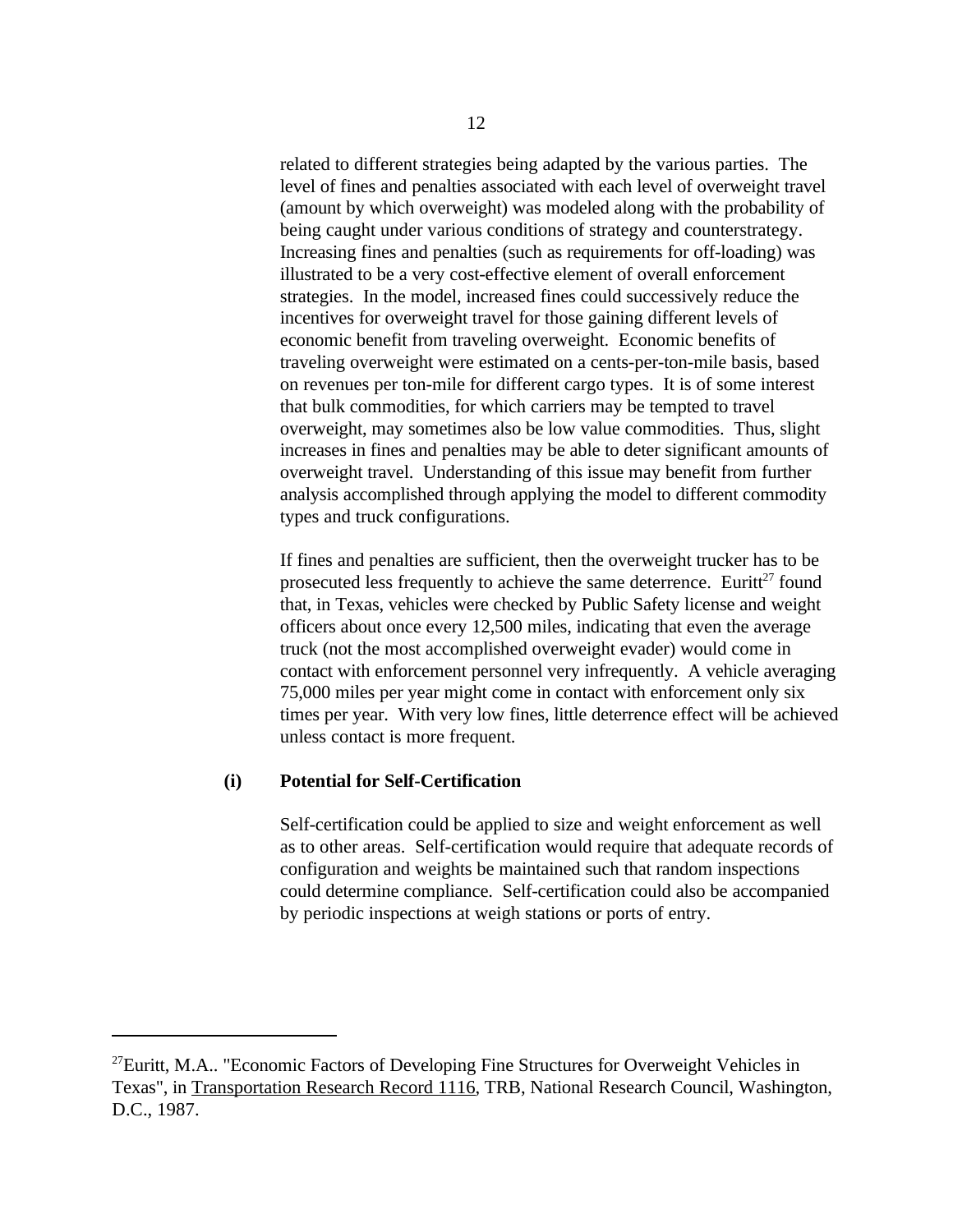related to different strategies being adapted by the various parties. The level of fines and penalties associated with each level of overweight travel (amount by which overweight) was modeled along with the probability of being caught under various conditions of strategy and counterstrategy. Increasing fines and penalties (such as requirements for off-loading) was illustrated to be a very cost-effective element of overall enforcement strategies. In the model, increased fines could successively reduce the incentives for overweight travel for those gaining different levels of economic benefit from traveling overweight. Economic benefits of traveling overweight were estimated on a cents-per-ton-mile basis, based on revenues per ton-mile for different cargo types. It is of some interest that bulk commodities, for which carriers may be tempted to travel overweight, may sometimes also be low value commodities. Thus, slight increases in fines and penalties may be able to deter significant amounts of overweight travel. Understanding of this issue may benefit from further analysis accomplished through applying the model to different commodity types and truck configurations.

If fines and penalties are sufficient, then the overweight trucker has to be prosecuted less frequently to achieve the same deterrence. Euritt[27] found that, in Texas, vehicles were checked by Public Safety license and weight officers about once every 12,500 miles, indicating that even the average truck (not the most accomplished overweight evader) would come in contact with enforcement personnel very infrequently. A vehicle averaging 75,000 miles per year might come in contact with enforcement only six times per year. With very low fines, little deterrence effect will be achieved unless contact is more frequent.

### (i) Potential for Self-Certification

Self-certification could be applied to size and weight enforcement as well as to other areas. Self-certification would require that adequate records of configuration and weights be maintained such that random inspections could determine compliance. Self-certification could also be accompanied by periodic inspections at weigh stations or ports of entry.

---

[27] Euritt, M.A.. "Economic Factors of Developing Fine Structures for Overweight Vehicles in Texas", in Transportation Research Record 1116, TRB, National Research Council, Washington, D.C., 1987.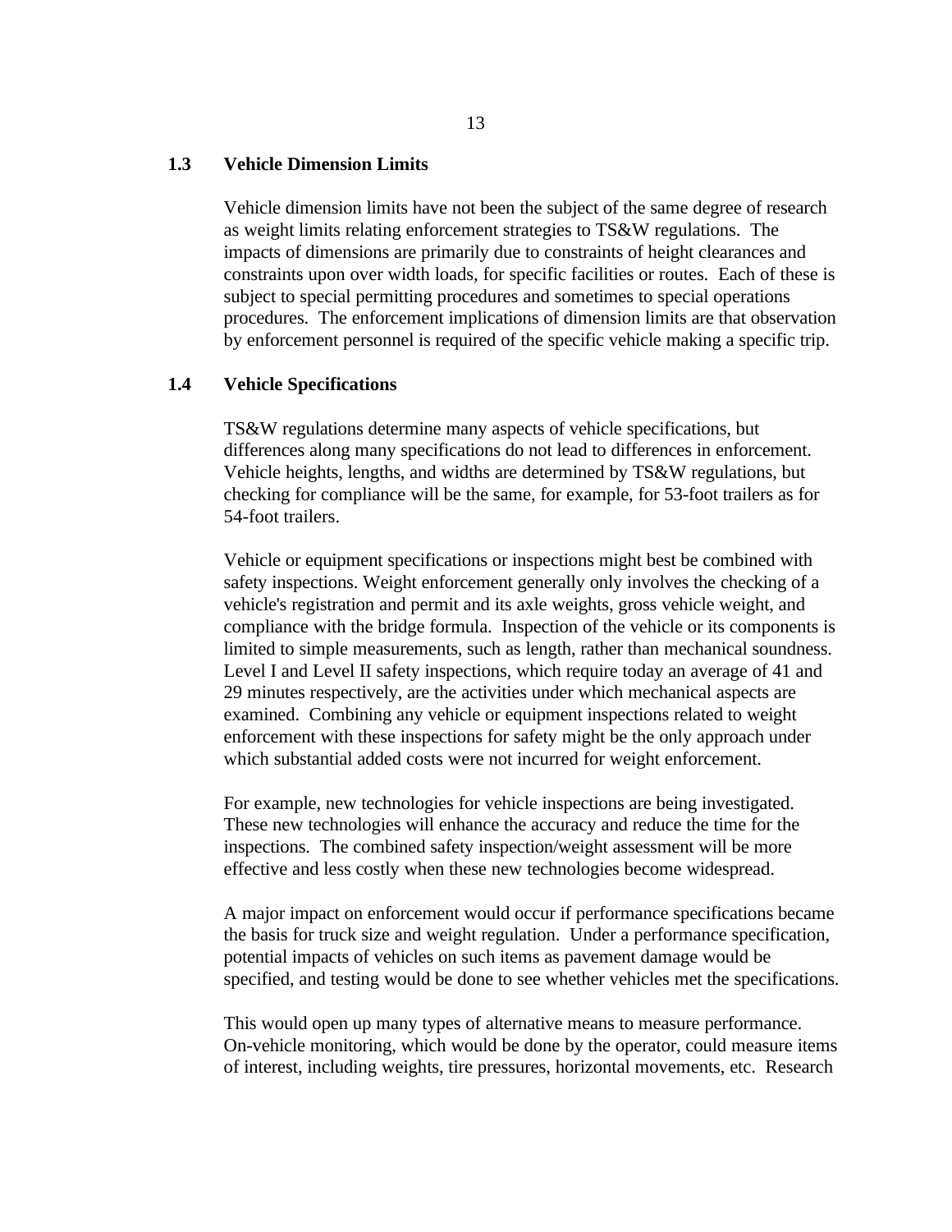## 1.3 Vehicle Dimension Limits

Vehicle dimension limits have not been the subject of the same degree of research as weight limits relating enforcement strategies to TS&W regulations. The impacts of dimensions are primarily due to constraints of height clearances and constraints upon over width loads, for specific facilities or routes. Each of these is subject to special permitting procedures and sometimes to special operations procedures. The enforcement implications of dimension limits are that observation by enforcement personnel is required of the specific vehicle making a specific trip.

## 1.4 Vehicle Specifications

TS&W regulations determine many aspects of vehicle specifications, but differences along many specifications do not lead to differences in enforcement. Vehicle heights, lengths, and widths are determined by TS&W regulations, but checking for compliance will be the same, for example, for 53-foot trailers as for 54-foot trailers.

Vehicle or equipment specifications or inspections might best be combined with safety inspections. Weight enforcement generally only involves the checking of a vehicle's registration and permit and its axle weights, gross vehicle weight, and compliance with the bridge formula. Inspection of the vehicle or its components is limited to simple measurements, such as length, rather than mechanical soundness. Level I and Level II safety inspections, which require today an average of 41 and 29 minutes respectively, are the activities under which mechanical aspects are examined. Combining any vehicle or equipment inspections related to weight enforcement with these inspections for safety might be the only approach under which substantial added costs were not incurred for weight enforcement.

For example, new technologies for vehicle inspections are being investigated. These new technologies will enhance the accuracy and reduce the time for the inspections. The combined safety inspection/weight assessment will be more effective and less costly when these new technologies become widespread.

A major impact on enforcement would occur if performance specifications became the basis for truck size and weight regulation. Under a performance specification, potential impacts of vehicles on such items as pavement damage would be specified, and testing would be done to see whether vehicles met the specifications.

This would open up many types of alternative means to measure performance. On-vehicle monitoring, which would be done by the operator, could measure items of interest, including weights, tire pressures, horizontal movements, etc. Research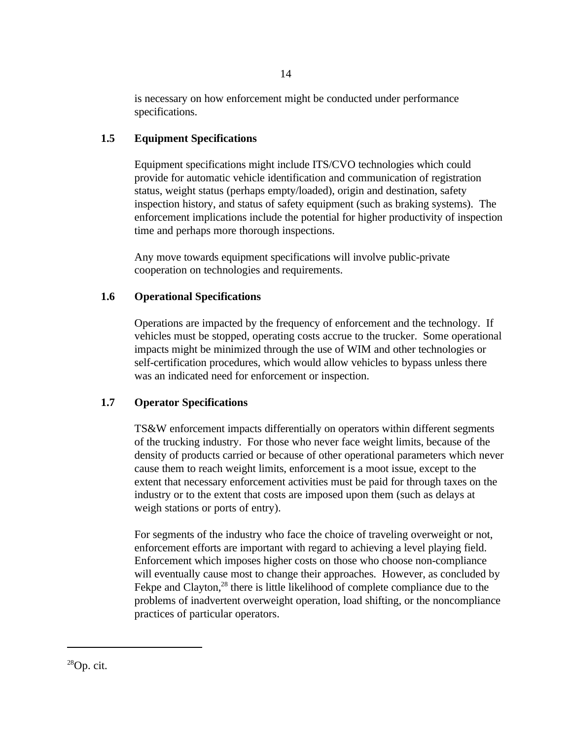is necessary on how enforcement might be conducted under performance specifications.

## 1.5 Equipment Specifications

Equipment specifications might include ITS/CVO technologies which could provide for automatic vehicle identification and communication of registration status, weight status (perhaps empty/loaded), origin and destination, safety inspection history, and status of safety equipment (such as braking systems). The enforcement implications include the potential for higher productivity of inspection time and perhaps more thorough inspections.

Any move towards equipment specifications will involve public-private cooperation on technologies and requirements.

## 1.6 Operational Specifications

Operations are impacted by the frequency of enforcement and the technology. If vehicles must be stopped, operating costs accrue to the trucker. Some operational impacts might be minimized through the use of WIM and other technologies or self-certification procedures, which would allow vehicles to bypass unless there was an indicated need for enforcement or inspection.

## 1.7 Operator Specifications

TS&W enforcement impacts differentially on operators within different segments of the trucking industry. For those who never face weight limits, because of the density of products carried or because of other operational parameters which never cause them to reach weight limits, enforcement is a moot issue, except to the extent that necessary enforcement activities must be paid for through taxes on the industry or to the extent that costs are imposed upon them (such as delays at weigh stations or ports of entry).

For segments of the industry who face the choice of traveling overweight or not, enforcement efforts are important with regard to achieving a level playing field. Enforcement which imposes higher costs on those who choose non-compliance will eventually cause most to change their approaches. However, as concluded by Fekpe and Clayton,[28] there is little likelihood of complete compliance due to the problems of inadvertent overweight operation, load shifting, or the noncompliance practices of particular operators.

---

[28] Op. cit.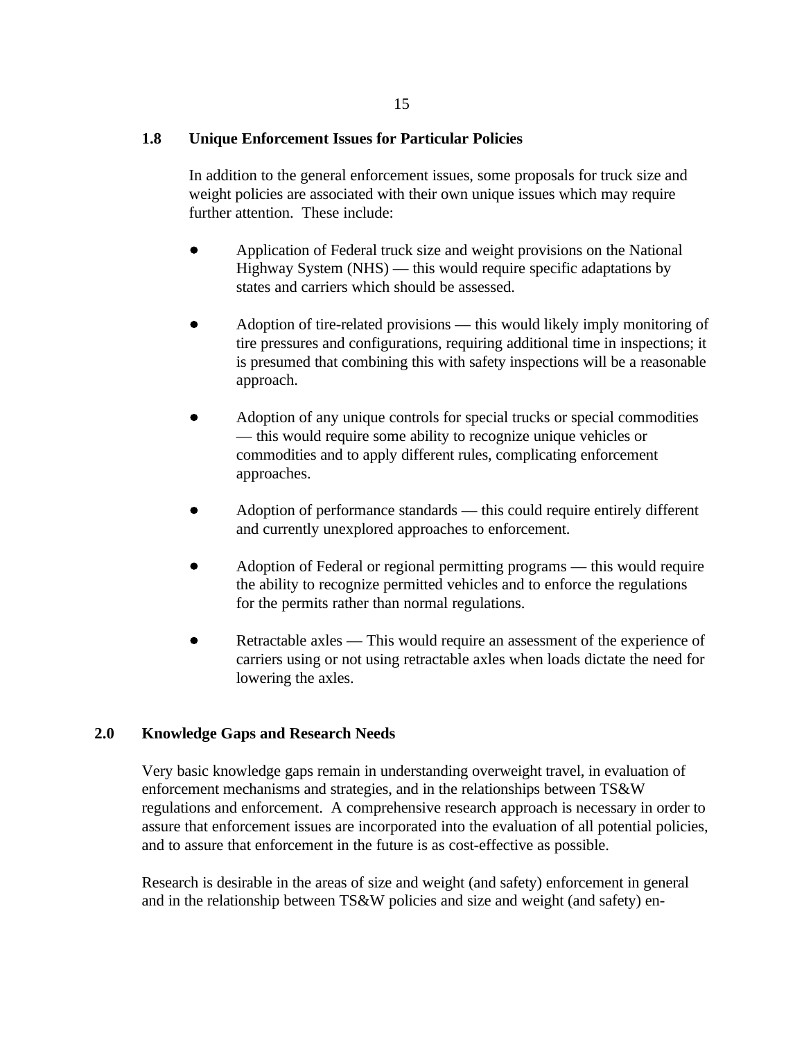## 1.8 Unique Enforcement Issues for Particular Policies

In addition to the general enforcement issues, some proposals for truck size and weight policies are associated with their own unique issues which may require further attention. These include:

- Application of Federal truck size and weight provisions on the National Highway System (NHS) — this would require specific adaptations by states and carriers which should be assessed.

- Adoption of tire-related provisions — this would likely imply monitoring of tire pressures and configurations, requiring additional time in inspections; it is presumed that combining this with safety inspections will be a reasonable approach.

- Adoption of any unique controls for special trucks or special commodities — this would require some ability to recognize unique vehicles or commodities and to apply different rules, complicating enforcement approaches.

- Adoption of performance standards — this could require entirely different and currently unexplored approaches to enforcement.

- Adoption of Federal or regional permitting programs — this would require the ability to recognize permitted vehicles and to enforce the regulations for the permits rather than normal regulations.

- Retractable axles — This would require an assessment of the experience of carriers using or not using retractable axles when loads dictate the need for lowering the axles.

# 2.0 Knowledge Gaps and Research Needs

Very basic knowledge gaps remain in understanding overweight travel, in evaluation of enforcement mechanisms and strategies, and in the relationships between TS&W regulations and enforcement. A comprehensive research approach is necessary in order to assure that enforcement issues are incorporated into the evaluation of all potential policies, and to assure that enforcement in the future is as cost-effective as possible.

Research is desirable in the areas of size and weight (and safety) enforcement in general and in the relationship between TS&W policies and size and weight (and safety) en-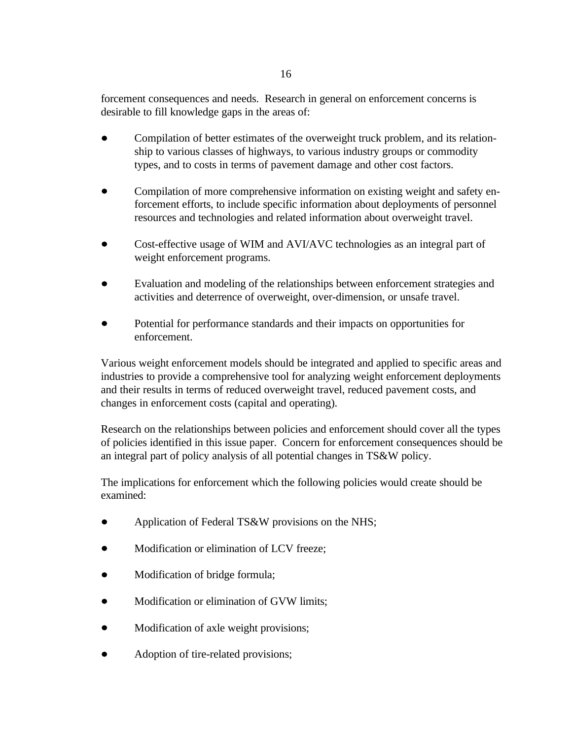forcement consequences and needs. Research in general on enforcement concerns is desirable to fill knowledge gaps in the areas of:

- Compilation of better estimates of the overweight truck problem, and its relationship to various classes of highways, to various industry groups or commodity types, and to costs in terms of pavement damage and other cost factors.

- Compilation of more comprehensive information on existing weight and safety enforcement efforts, to include specific information about deployments of personnel resources and technologies and related information about overweight travel.

- Cost-effective usage of WIM and AVI/AVC technologies as an integral part of weight enforcement programs.

- Evaluation and modeling of the relationships between enforcement strategies and activities and deterrence of overweight, over-dimension, or unsafe travel.

- Potential for performance standards and their impacts on opportunities for enforcement.

Various weight enforcement models should be integrated and applied to specific areas and industries to provide a comprehensive tool for analyzing weight enforcement deployments and their results in terms of reduced overweight travel, reduced pavement costs, and changes in enforcement costs (capital and operating).

Research on the relationships between policies and enforcement should cover all the types of policies identified in this issue paper. Concern for enforcement consequences should be an integral part of policy analysis of all potential changes in TS&W policy.

The implications for enforcement which the following policies would create should be examined:

- Application of Federal TS&W provisions on the NHS;

- Modification or elimination of LCV freeze;

- Modification of bridge formula;

- Modification or elimination of GVW limits;

- Modification of axle weight provisions;

- Adoption of tire-related provisions;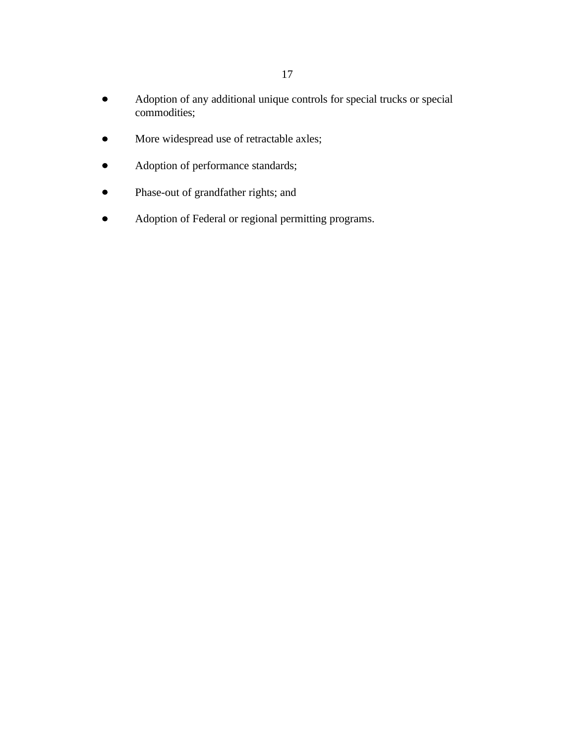- Adoption of any additional unique controls for special trucks or special commodities;
- More widespread use of retractable axles;
- Adoption of performance standards;
- Phase-out of grandfather rights; and
- Adoption of Federal or regional permitting programs.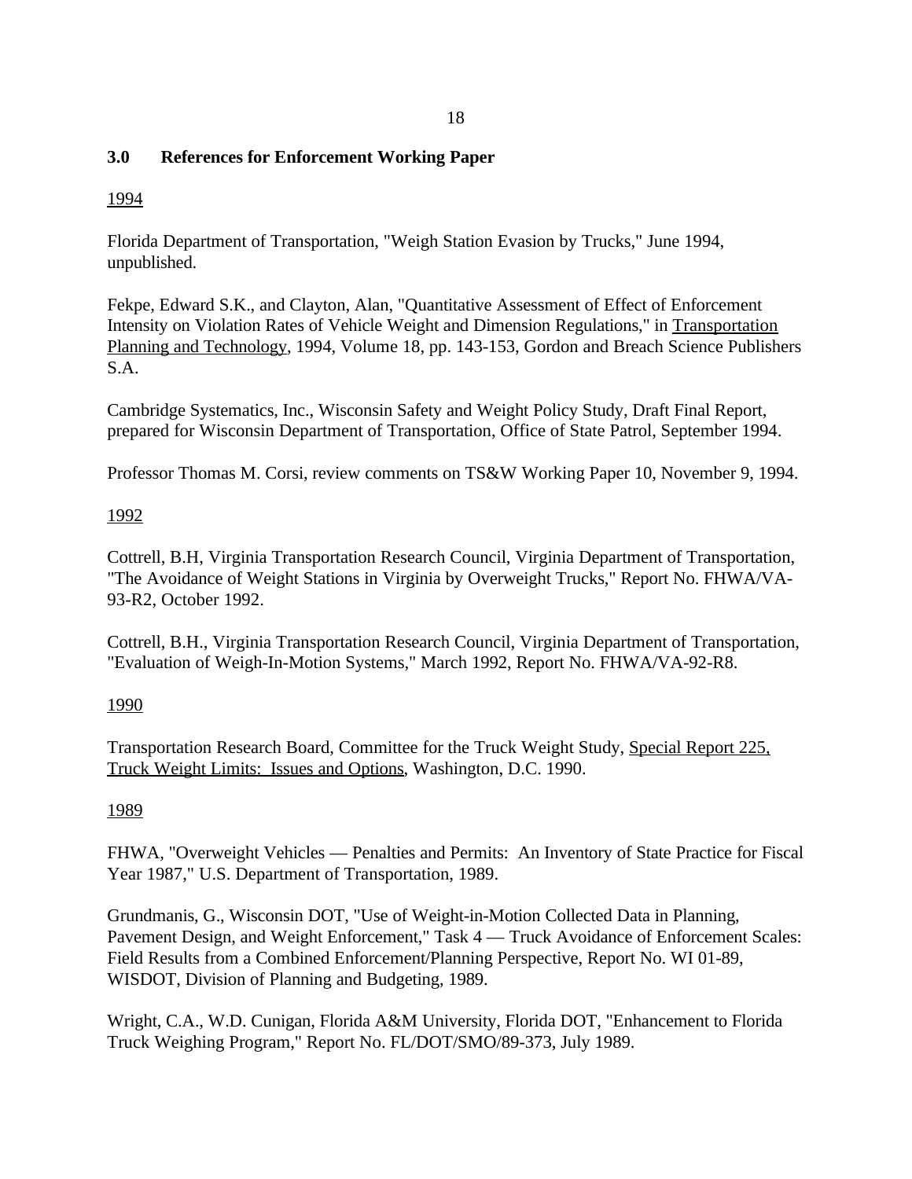## 3.0 References for Enforcement Working Paper

1994

Florida Department of Transportation, "Weigh Station Evasion by Trucks," June 1994, unpublished.

Fekpe, Edward S.K., and Clayton, Alan, "Quantitative Assessment of Effect of Enforcement Intensity on Violation Rates of Vehicle Weight and Dimension Regulations," in Transportation Planning and Technology, 1994, Volume 18, pp. 143-153, Gordon and Breach Science Publishers S.A.

Cambridge Systematics, Inc., Wisconsin Safety and Weight Policy Study, Draft Final Report, prepared for Wisconsin Department of Transportation, Office of State Patrol, September 1994.

Professor Thomas M. Corsi, review comments on TS&W Working Paper 10, November 9, 1994.

1992

Cottrell, B.H, Virginia Transportation Research Council, Virginia Department of Transportation, "The Avoidance of Weight Stations in Virginia by Overweight Trucks," Report No. FHWA/VA-93-R2, October 1992.

Cottrell, B.H., Virginia Transportation Research Council, Virginia Department of Transportation, "Evaluation of Weigh-In-Motion Systems," March 1992, Report No. FHWA/VA-92-R8.

1990

Transportation Research Board, Committee for the Truck Weight Study, Special Report 225, Truck Weight Limits: Issues and Options, Washington, D.C. 1990.

1989

FHWA, "Overweight Vehicles — Penalties and Permits: An Inventory of State Practice for Fiscal Year 1987," U.S. Department of Transportation, 1989.

Grundmanis, G., Wisconsin DOT, "Use of Weight-in-Motion Collected Data in Planning, Pavement Design, and Weight Enforcement," Task 4 — Truck Avoidance of Enforcement Scales: Field Results from a Combined Enforcement/Planning Perspective, Report No. WI 01-89, WISDOT, Division of Planning and Budgeting, 1989.

Wright, C.A., W.D. Cunigan, Florida A&M University, Florida DOT, "Enhancement to Florida Truck Weighing Program," Report No. FL/DOT/SMO/89-373, July 1989.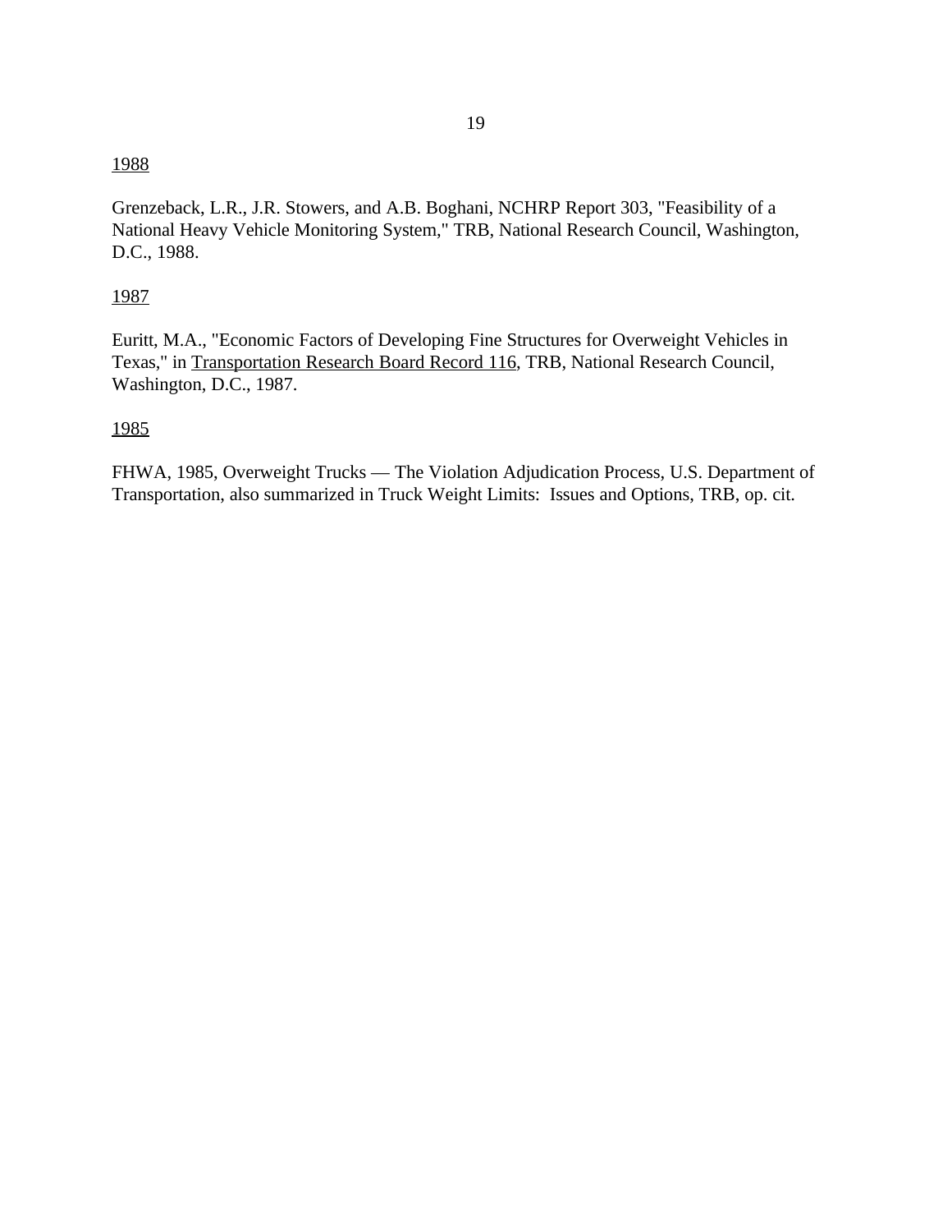<u>1988</u>

Grenzeback, L.R., J.R. Stowers, and A.B. Boghani, NCHRP Report 303, "Feasibility of a National Heavy Vehicle Monitoring System," TRB, National Research Council, Washington, D.C., 1988.

<u>1987</u>

Euritt, M.A., "Economic Factors of Developing Fine Structures for Overweight Vehicles in Texas," in <u>Transportation Research Board Record 116</u>, TRB, National Research Council, Washington, D.C., 1987.

<u>1985</u>

FHWA, 1985, Overweight Trucks — The Violation Adjudication Process, U.S. Department of Transportation, also summarized in Truck Weight Limits: Issues and Options, TRB, op. cit.